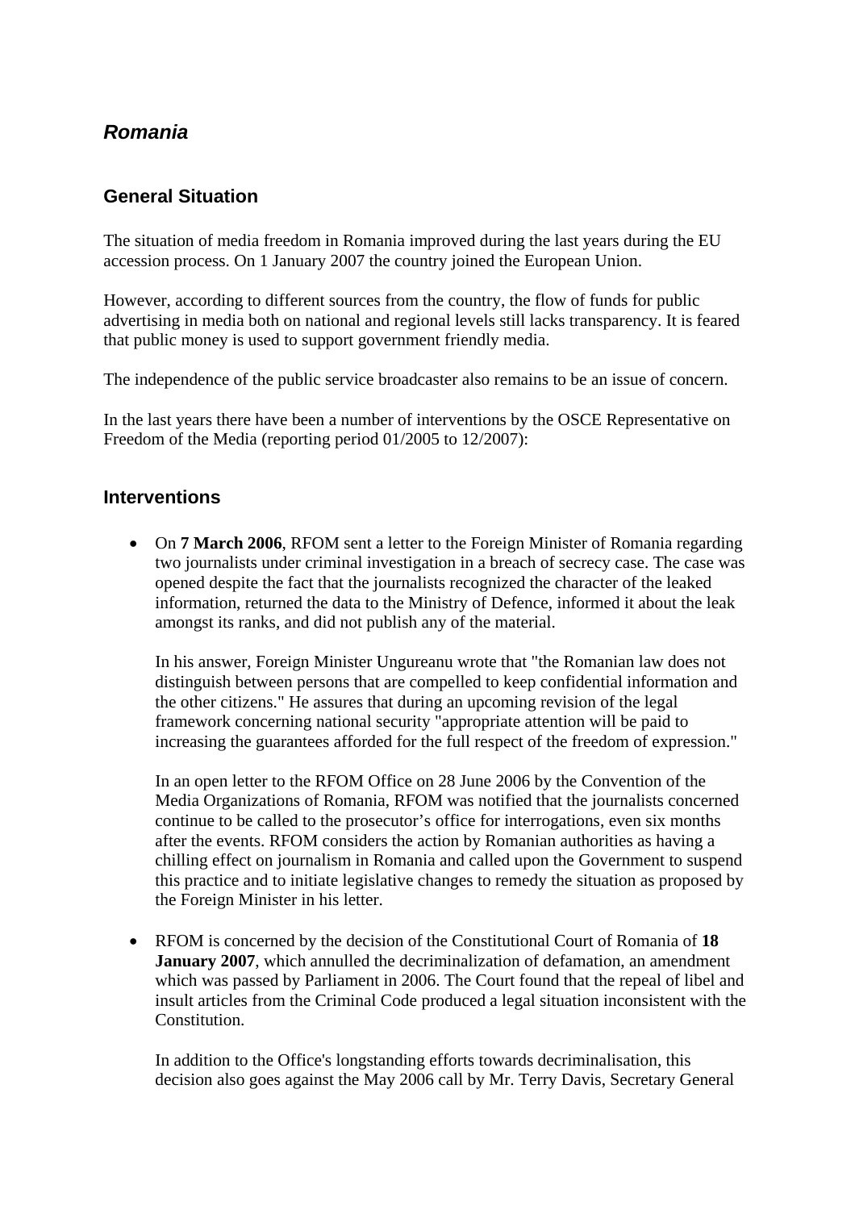## *Romania*

### General Situation

The situation of media freedom in Romania improved during the last years during the EU accession process. On 1 January 2007 the country joined the European Union.

However, according to different sources from the country, the flow of funds for public advertising in media both on national and regional levels still lacks transparency. It is feared that public money is used to support government friendly media.

The independence of the public service broadcaster also remains to be an issue of concern.

In the last years there have been a number of interventions by the OSCE Representative on Freedom of the Media (reporting period 01/2005 to 12/2007):

### Interventions

- On **7 March 2006**, RFOM sent a letter to the Foreign Minister of Romania regarding two journalists under criminal investigation in a breach of secrecy case. The case was opened despite the fact that the journalists recognized the character of the leaked information, returned the data to the Ministry of Defence, informed it about the leak amongst its ranks, and did not publish any of the material.

  In his answer, Foreign Minister Ungureanu wrote that "the Romanian law does not distinguish between persons that are compelled to keep confidential information and the other citizens." He assures that during an upcoming revision of the legal framework concerning national security "appropriate attention will be paid to increasing the guarantees afforded for the full respect of the freedom of expression."

  In an open letter to the RFOM Office on 28 June 2006 by the Convention of the Media Organizations of Romania, RFOM was notified that the journalists concerned continue to be called to the prosecutor's office for interrogations, even six months after the events. RFOM considers the action by Romanian authorities as having a chilling effect on journalism in Romania and called upon the Government to suspend this practice and to initiate legislative changes to remedy the situation as proposed by the Foreign Minister in his letter.

- RFOM is concerned by the decision of the Constitutional Court of Romania of **18 January 2007**, which annulled the decriminalization of defamation, an amendment which was passed by Parliament in 2006. The Court found that the repeal of libel and insult articles from the Criminal Code produced a legal situation inconsistent with the Constitution.

  In addition to the Office's longstanding efforts towards decriminalisation, this decision also goes against the May 2006 call by Mr. Terry Davis, Secretary General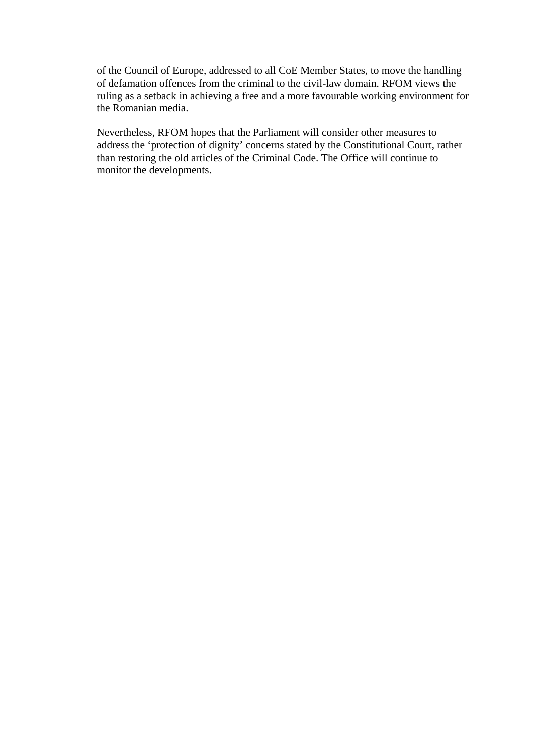of the Council of Europe, addressed to all CoE Member States, to move the handling of defamation offences from the criminal to the civil-law domain. RFOM views the ruling as a setback in achieving a free and a more favourable working environment for the Romanian media.

Nevertheless, RFOM hopes that the Parliament will consider other measures to address the ‘protection of dignity’ concerns stated by the Constitutional Court, rather than restoring the old articles of the Criminal Code. The Office will continue to monitor the developments.